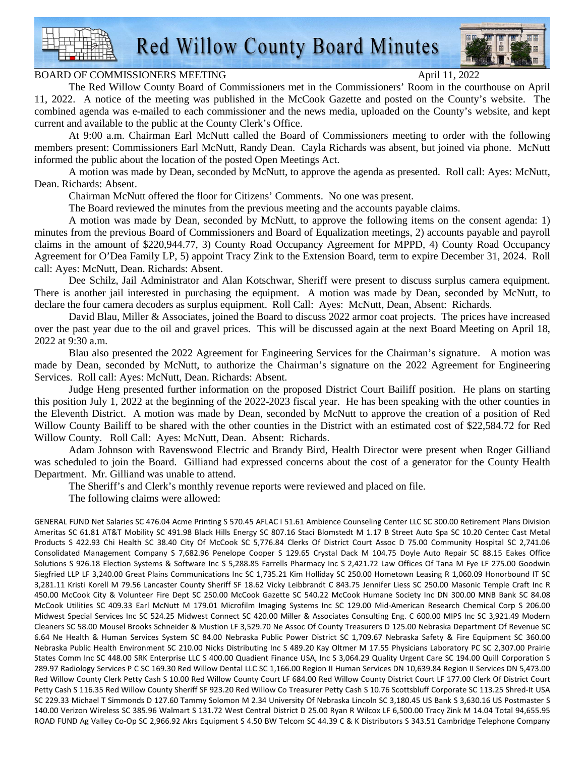# Red Willow County Board Minutes

BOARD OF COMMISSIONERS MEETING April 11, 2022

The Red Willow County Board of Commissioners met in the Commissioners' Room in the courthouse on April 11, 2022. A notice of the meeting was published in the McCook Gazette and posted on the County's website. The combined agenda was e-mailed to each commissioner and the news media, uploaded on the County's website, and kept current and available to the public at the County Clerk's Office.

At 9:00 a.m. Chairman Earl McNutt called the Board of Commissioners meeting to order with the following members present: Commissioners Earl McNutt, Randy Dean. Cayla Richards was absent, but joined via phone. McNutt informed the public about the location of the posted Open Meetings Act.

A motion was made by Dean, seconded by McNutt, to approve the agenda as presented. Roll call: Ayes: McNutt, Dean. Richards: Absent.

Chairman McNutt offered the floor for Citizens' Comments. No one was present.

The Board reviewed the minutes from the previous meeting and the accounts payable claims.

A motion was made by Dean, seconded by McNutt, to approve the following items on the consent agenda: 1) minutes from the previous Board of Commissioners and Board of Equalization meetings, 2) accounts payable and payroll claims in the amount of $220,944.77, 3) County Road Occupancy Agreement for MPPD, 4) County Road Occupancy Agreement for O'Dea Family LP, 5) appoint Tracy Zink to the Extension Board, term to expire December 31, 2024. Roll call: Ayes: McNutt, Dean. Richards: Absent.

Dee Schilz, Jail Administrator and Alan Kotschwar, Sheriff were present to discuss surplus camera equipment. There is another jail interested in purchasing the equipment. A motion was made by Dean, seconded by McNutt, to declare the four camera decoders as surplus equipment. Roll Call: Ayes: McNutt, Dean, Absent: Richards.

David Blau, Miller & Associates, joined the Board to discuss 2022 armor coat projects. The prices have increased over the past year due to the oil and gravel prices. This will be discussed again at the next Board Meeting on April 18, 2022 at 9:30 a.m.

Blau also presented the 2022 Agreement for Engineering Services for the Chairman's signature. A motion was made by Dean, seconded by McNutt, to authorize the Chairman's signature on the 2022 Agreement for Engineering Services. Roll call: Ayes: McNutt, Dean. Richards: Absent.

Judge Heng presented further information on the proposed District Court Bailiff position. He plans on starting this position July 1, 2022 at the beginning of the 2022-2023 fiscal year. He has been speaking with the other counties in the Eleventh District. A motion was made by Dean, seconded by McNutt to approve the creation of a position of Red Willow County Bailiff to be shared with the other counties in the District with an estimated cost of $22,584.72 for Red Willow County. Roll Call: Ayes: McNutt, Dean. Absent: Richards.

Adam Johnson with Ravenswood Electric and Brandy Bird, Health Director were present when Roger Gilliand was scheduled to join the Board. Gilliand had expressed concerns about the cost of a generator for the County Health Department. Mr. Gilliand was unable to attend.

The Sheriff's and Clerk's monthly revenue reports were reviewed and placed on file.

The following claims were allowed:

GENERAL FUND Net Salaries SC 476.04 Acme Printing S 570.45 AFLAC I 51.61 Ambience Counseling Center LLC SC 300.00 Retirement Plans Division Ameritas SC 61.81 AT&T Mobility SC 491.98 Black Hills Energy SC 807.16 Staci Blomstedt M 1.17 B Street Auto Spa SC 10.20 Centec Cast Metal Products S 422.93 Chi Health SC 38.40 City Of McCook SC 5,776.84 Clerks Of District Court Assoc D 75.00 Community Hospital SC 2,741.06 Consolidated Management Company S 7,682.96 Penelope Cooper S 129.65 Crystal Dack M 104.75 Doyle Auto Repair SC 88.15 Eakes Office Solutions S 926.18 Election Systems & Software Inc S 5,288.85 Farrells Pharmacy Inc S 2,421.72 Law Offices Of Tana M Fye LF 275.00 Goodwin Siegfried LLP LF 3,240.00 Great Plains Communications Inc SC 1,735.21 Kim Holliday SC 250.00 Hometown Leasing R 1,060.09 Honorbound IT SC 3,281.11 Kristi Korell M 79.56 Lancaster County Sheriff SF 18.62 Vicky Leibbrandt C 843.75 Jennifer Liess SC 250.00 Masonic Temple Craft Inc R 450.00 McCook City & Volunteer Fire Dept SC 250.00 McCook Gazette SC 540.22 McCook Humane Society Inc DN 300.00 MNB Bank SC 84.08 McCook Utilities SC 409.33 Earl McNutt M 179.01 Microfilm Imaging Systems Inc SC 129.00 Mid-American Research Chemical Corp S 206.00 Midwest Special Services Inc SC 524.25 Midwest Connect SC 420.00 Miller & Associates Consulting Eng. C 600.00 MIPS Inc SC 3,921.49 Modern Cleaners SC 58.00 Mousel Brooks Schneider & Mustion LF 3,529.70 Ne Assoc Of County Treasurers D 125.00 Nebraska Department Of Revenue SC 6.64 Ne Health & Human Services System SC 84.00 Nebraska Public Power District SC 1,709.67 Nebraska Safety & Fire Equipment SC 360.00 Nebraska Public Health Environment SC 210.00 Nicks Distributing Inc S 489.20 Kay Oltmer M 17.55 Physicians Laboratory PC SC 2,307.00 Prairie States Comm Inc SC 448.00 SRK Enterprise LLC S 400.00 Quadient Finance USA, Inc S 3,064.29 Quality Urgent Care SC 194.00 Quill Corporation S 289.97 Radiology Services P C SC 169.30 Red Willow Dental LLC SC 1,166.00 Region II Human Services DN 10,639.84 Region II Services DN 5,473.00 Red Willow County Clerk Petty Cash S 10.00 Red Willow County Court LF 684.00 Red Willow County District Court LF 177.00 Clerk Of District Court Petty Cash S 116.35 Red Willow County Sheriff SF 923.20 Red Willow Co Treasurer Petty Cash S 10.76 Scottsbluff Corporate SC 113.25 Shred-It USA SC 229.33 Michael T Simmonds D 127.60 Tammy Solomon M 2.34 University Of Nebraska Lincoln SC 3,180.45 US Bank S 3,630.16 US Postmaster S 140.00 Verizon Wireless SC 385.96 Walmart S 131.72 West Central District D 25.00 Ryan R Wilcox LF 6,500.00 Tracy Zink M 14.04 Total 94,655.95 ROAD FUND Ag Valley Co-Op SC 2,966.92 Akrs Equipment S 4.50 BW Telcom SC 44.39 C & K Distributors S 343.51 Cambridge Telephone Company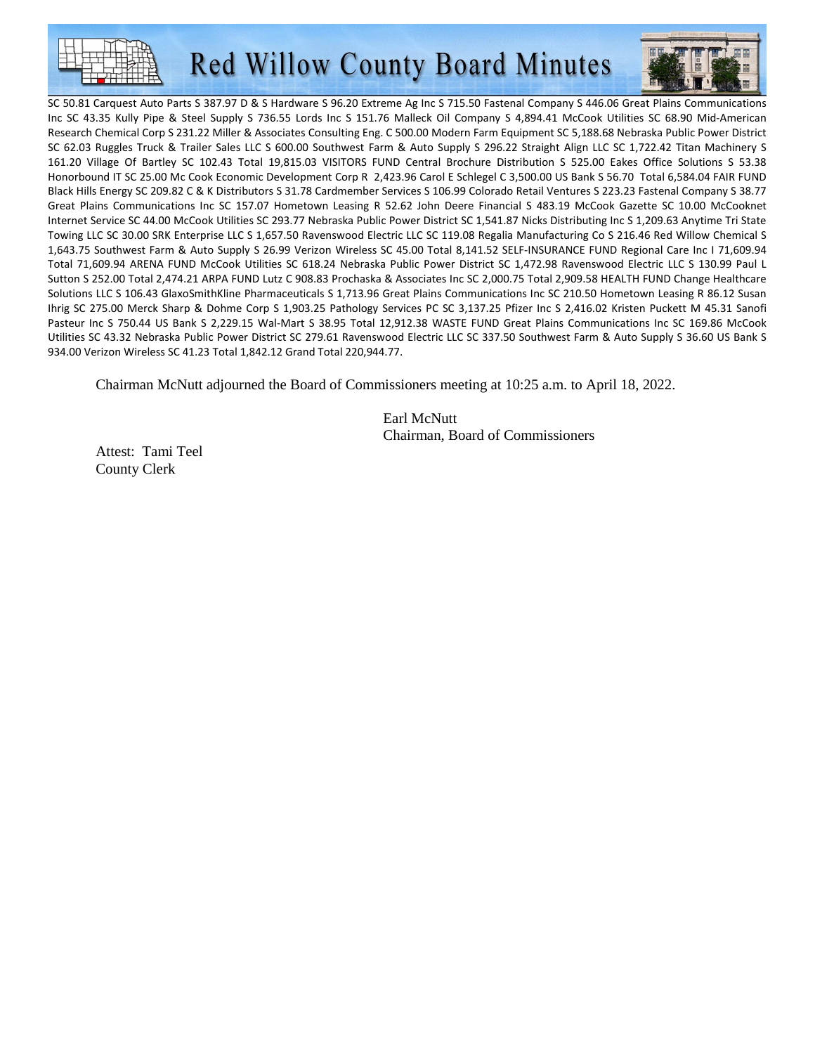SC 50.81 Carquest Auto Parts S 387.97 D & S Hardware S 96.20 Extreme Ag Inc S 715.50 Fastenal Company S 446.06 Great Plains Communications Inc SC 43.35 Kully Pipe & Steel Supply S 736.55 Lords Inc S 151.76 Malleck Oil Company S 4,894.41 McCook Utilities SC 68.90 Mid-American Research Chemical Corp S 231.22 Miller & Associates Consulting Eng. C 500.00 Modern Farm Equipment SC 5,188.68 Nebraska Public Power District SC 62.03 Ruggles Truck & Trailer Sales LLC S 600.00 Southwest Farm & Auto Supply S 296.22 Straight Align LLC SC 1,722.42 Titan Machinery S 161.20 Village Of Bartley SC 102.43 Total 19,815.03 VISITORS FUND Central Brochure Distribution S 525.00 Eakes Office Solutions S 53.38 Honorbound IT SC 25.00 Mc Cook Economic Development Corp R 2,423.96 Carol E Schlegel C 3,500.00 US Bank S 56.70 Total 6,584.04 FAIR FUND Black Hills Energy SC 209.82 C & K Distributors S 31.78 Cardmember Services S 106.99 Colorado Retail Ventures S 223.23 Fastenal Company S 38.77 Great Plains Communications Inc SC 157.07 Hometown Leasing R 52.62 John Deere Financial S 483.19 McCook Gazette SC 10.00 McCooknet Internet Service SC 44.00 McCook Utilities SC 293.77 Nebraska Public Power District SC 1,541.87 Nicks Distributing Inc S 1,209.63 Anytime Tri State Towing LLC SC 30.00 SRK Enterprise LLC S 1,657.50 Ravenswood Electric LLC SC 119.08 Regalia Manufacturing Co S 216.46 Red Willow Chemical S 1,643.75 Southwest Farm & Auto Supply S 26.99 Verizon Wireless SC 45.00 Total 8,141.52 SELF-INSURANCE FUND Regional Care Inc I 71,609.94 Total 71,609.94 ARENA FUND McCook Utilities SC 618.24 Nebraska Public Power District SC 1,472.98 Ravenswood Electric LLC S 130.99 Paul L Sutton S 252.00 Total 2,474.21 ARPA FUND Lutz C 908.83 Prochaska & Associates Inc SC 2,000.75 Total 2,909.58 HEALTH FUND Change Healthcare Solutions LLC S 106.43 GlaxoSmithKline Pharmaceuticals S 1,713.96 Great Plains Communications Inc SC 210.50 Hometown Leasing R 86.12 Susan Ihrig SC 275.00 Merck Sharp & Dohme Corp S 1,903.25 Pathology Services PC SC 3,137.25 Pfizer Inc S 2,416.02 Kristen Puckett M 45.31 Sanofi Pasteur Inc S 750.44 US Bank S 2,229.15 Wal-Mart S 38.95 Total 12,912.38 WASTE FUND Great Plains Communications Inc SC 169.86 McCook Utilities SC 43.32 Nebraska Public Power District SC 279.61 Ravenswood Electric LLC SC 337.50 Southwest Farm & Auto Supply S 36.60 US Bank S 934.00 Verizon Wireless SC 41.23 Total 1,842.12 Grand Total 220,944.77.

Chairman McNutt adjourned the Board of Commissioners meeting at 10:25 a.m. to April 18, 2022.

Earl McNutt
Chairman, Board of Commissioners

Attest: Tami Teel
County Clerk